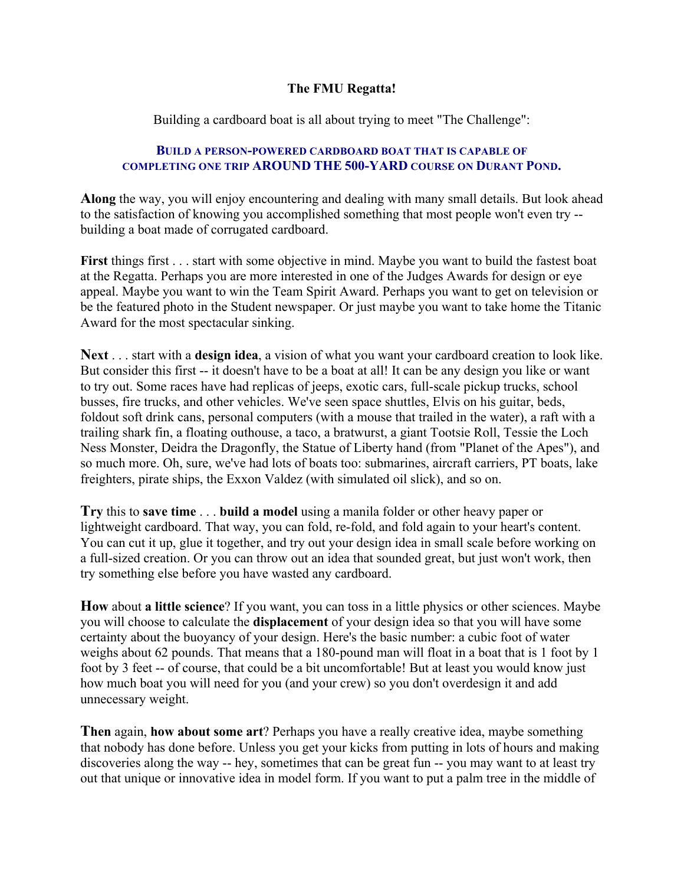# The FMU Regatta!

Building a cardboard boat is all about trying to meet "The Challenge":

**BUILD A PERSON-POWERED CARDBOARD BOAT THAT IS CAPABLE OF COMPLETING ONE TRIP AROUND THE 500-YARD COURSE ON DURANT POND.**

**Along** the way, you will enjoy encountering and dealing with many small details. But look ahead to the satisfaction of knowing you accomplished something that most people won't even try -- building a boat made of corrugated cardboard.

**First** things first . . . start with some objective in mind. Maybe you want to build the fastest boat at the Regatta. Perhaps you are more interested in one of the Judges Awards for design or eye appeal. Maybe you want to win the Team Spirit Award. Perhaps you want to get on television or be the featured photo in the Student newspaper. Or just maybe you want to take home the Titanic Award for the most spectacular sinking.

**Next** . . . start with a **design idea**, a vision of what you want your cardboard creation to look like. But consider this first -- it doesn't have to be a boat at all! It can be any design you like or want to try out. Some races have had replicas of jeeps, exotic cars, full-scale pickup trucks, school busses, fire trucks, and other vehicles. We've seen space shuttles, Elvis on his guitar, beds, foldout soft drink cans, personal computers (with a mouse that trailed in the water), a raft with a trailing shark fin, a floating outhouse, a taco, a bratwurst, a giant Tootsie Roll, Tessie the Loch Ness Monster, Deidra the Dragonfly, the Statue of Liberty hand (from "Planet of the Apes"), and so much more. Oh, sure, we've had lots of boats too: submarines, aircraft carriers, PT boats, lake freighters, pirate ships, the Exxon Valdez (with simulated oil slick), and so on.

**Try** this to **save time** . . . **build a model** using a manila folder or other heavy paper or lightweight cardboard. That way, you can fold, re-fold, and fold again to your heart's content. You can cut it up, glue it together, and try out your design idea in small scale before working on a full-sized creation. Or you can throw out an idea that sounded great, but just won't work, then try something else before you have wasted any cardboard.

**How** about **a little science**? If you want, you can toss in a little physics or other sciences. Maybe you will choose to calculate the **displacement** of your design idea so that you will have some certainty about the buoyancy of your design. Here's the basic number: a cubic foot of water weighs about 62 pounds. That means that a 180-pound man will float in a boat that is 1 foot by 1 foot by 3 feet -- of course, that could be a bit uncomfortable! But at least you would know just how much boat you will need for you (and your crew) so you don't overdesign it and add unnecessary weight.

**Then** again, **how about some art**? Perhaps you have a really creative idea, maybe something that nobody has done before. Unless you get your kicks from putting in lots of hours and making discoveries along the way -- hey, sometimes that can be great fun -- you may want to at least try out that unique or innovative idea in model form. If you want to put a palm tree in the middle of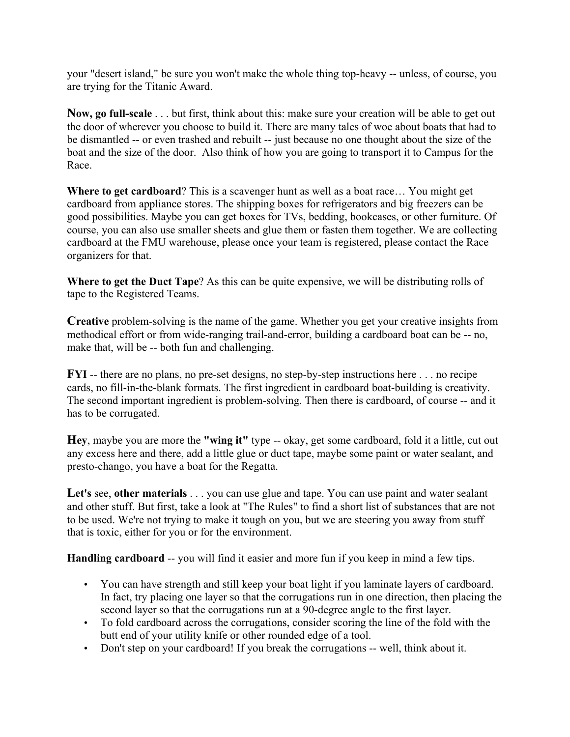your "desert island," be sure you won't make the whole thing top-heavy -- unless, of course, you are trying for the Titanic Award.

**Now, go full-scale** . . . but first, think about this: make sure your creation will be able to get out the door of wherever you choose to build it. There are many tales of woe about boats that had to be dismantled -- or even trashed and rebuilt -- just because no one thought about the size of the boat and the size of the door. Also think of how you are going to transport it to Campus for the Race.

**Where to get cardboard**? This is a scavenger hunt as well as a boat race… You might get cardboard from appliance stores. The shipping boxes for refrigerators and big freezers can be good possibilities. Maybe you can get boxes for TVs, bedding, bookcases, or other furniture. Of course, you can also use smaller sheets and glue them or fasten them together. We are collecting cardboard at the FMU warehouse, please once your team is registered, please contact the Race organizers for that.

**Where to get the Duct Tape**? As this can be quite expensive, we will be distributing rolls of tape to the Registered Teams.

**Creative** problem-solving is the name of the game. Whether you get your creative insights from methodical effort or from wide-ranging trail-and-error, building a cardboard boat can be -- no, make that, will be -- both fun and challenging.

**FYI** -- there are no plans, no pre-set designs, no step-by-step instructions here . . . no recipe cards, no fill-in-the-blank formats. The first ingredient in cardboard boat-building is creativity. The second important ingredient is problem-solving. Then there is cardboard, of course -- and it has to be corrugated.

**Hey**, maybe you are more the **"wing it"** type -- okay, get some cardboard, fold it a little, cut out any excess here and there, add a little glue or duct tape, maybe some paint or water sealant, and presto-chango, you have a boat for the Regatta.

**Let's** see, **other materials** . . . you can use glue and tape. You can use paint and water sealant and other stuff. But first, take a look at "The Rules" to find a short list of substances that are not to be used. We're not trying to make it tough on you, but we are steering you away from stuff that is toxic, either for you or for the environment.

**Handling cardboard** -- you will find it easier and more fun if you keep in mind a few tips.

- You can have strength and still keep your boat light if you laminate layers of cardboard. In fact, try placing one layer so that the corrugations run in one direction, then placing the second layer so that the corrugations run at a 90-degree angle to the first layer.
- To fold cardboard across the corrugations, consider scoring the line of the fold with the butt end of your utility knife or other rounded edge of a tool.
- Don't step on your cardboard! If you break the corrugations -- well, think about it.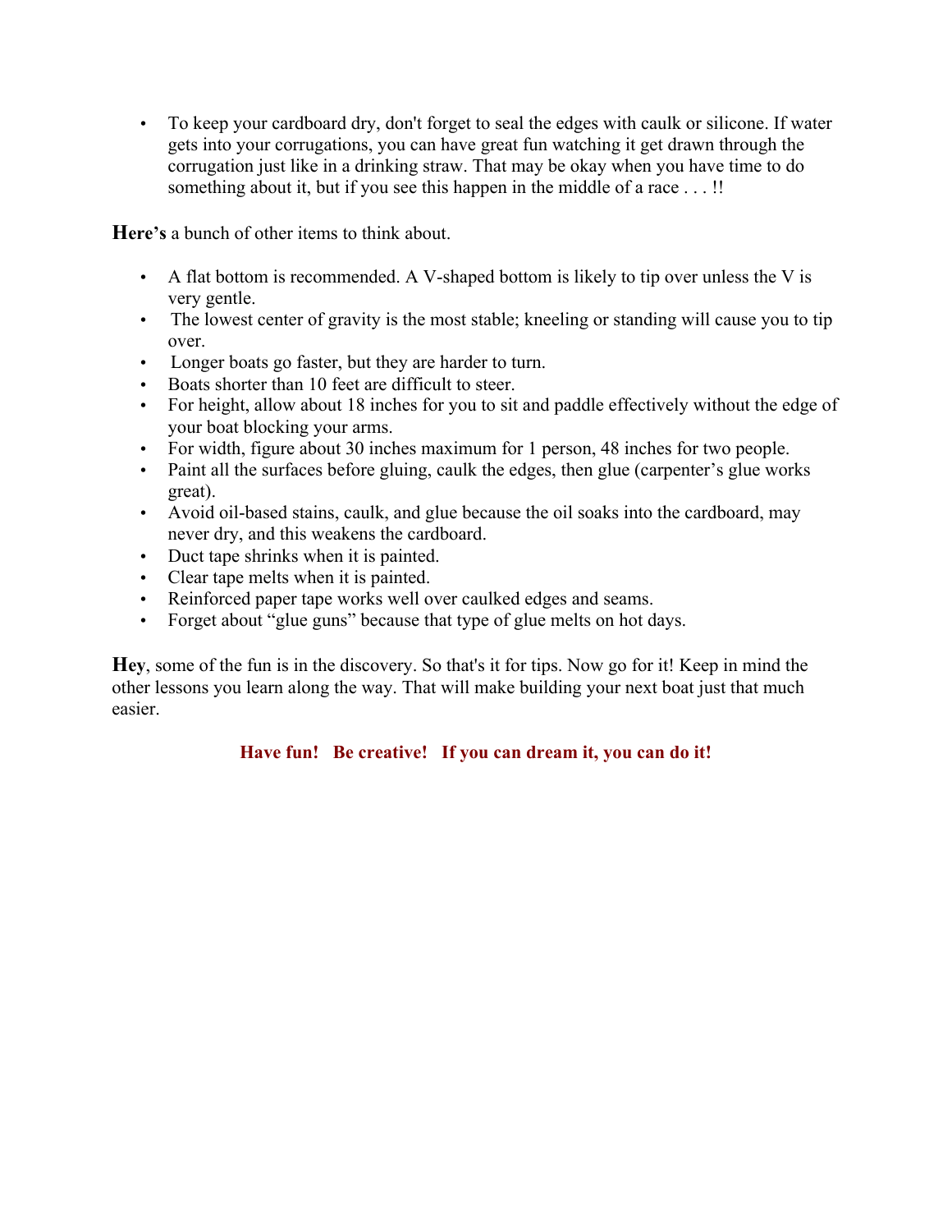- To keep your cardboard dry, don't forget to seal the edges with caulk or silicone. If water gets into your corrugations, you can have great fun watching it get drawn through the corrugation just like in a drinking straw. That may be okay when you have time to do something about it, but if you see this happen in the middle of a race . . . !!

**Here's** a bunch of other items to think about.

- A flat bottom is recommended. A V-shaped bottom is likely to tip over unless the V is very gentle.
- The lowest center of gravity is the most stable; kneeling or standing will cause you to tip over.
- Longer boats go faster, but they are harder to turn.
- Boats shorter than 10 feet are difficult to steer.
- For height, allow about 18 inches for you to sit and paddle effectively without the edge of your boat blocking your arms.
- For width, figure about 30 inches maximum for 1 person, 48 inches for two people.
- Paint all the surfaces before gluing, caulk the edges, then glue (carpenter's glue works great).
- Avoid oil-based stains, caulk, and glue because the oil soaks into the cardboard, may never dry, and this weakens the cardboard.
- Duct tape shrinks when it is painted.
- Clear tape melts when it is painted.
- Reinforced paper tape works well over caulked edges and seams.
- Forget about "glue guns" because that type of glue melts on hot days.

**Hey**, some of the fun is in the discovery. So that's it for tips. Now go for it! Keep in mind the other lessons you learn along the way. That will make building your next boat just that much easier.

**Have fun! Be creative! If you can dream it, you can do it!**